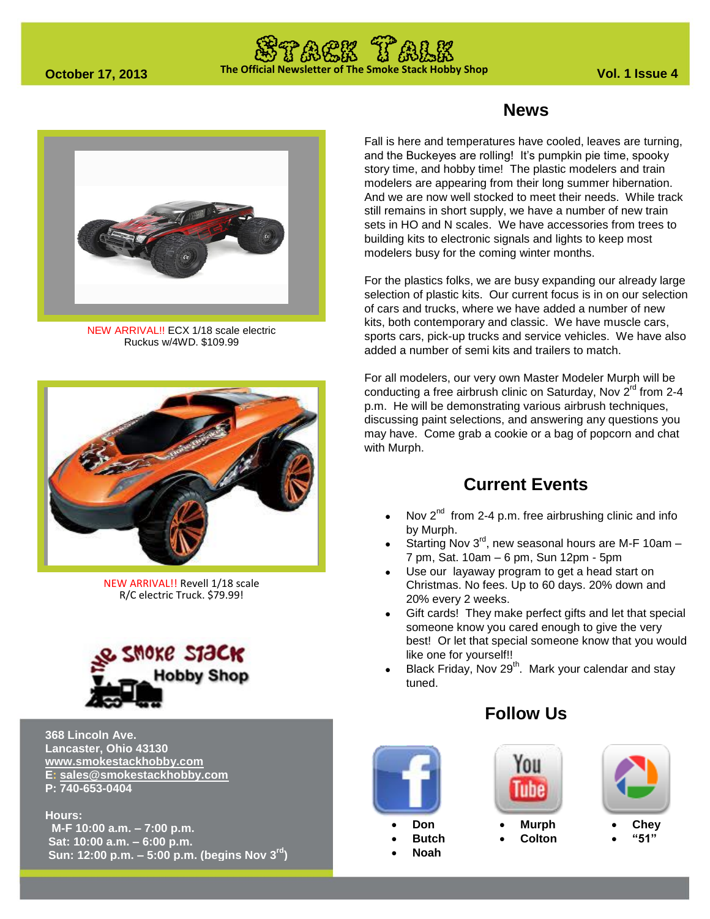# Stack Talk

October 17, 2013

The Official Newsletter of The Smoke Stack Hobby Shop

Vol. 1 Issue 4

NEW ARRIVAL!! ECX 1/18 scale electric Ruckus w/4WD. $109.99

NEW ARRIVAL!! Revell 1/18 scale R/C electric Truck. $79.99!

**368 Lincoln Ave.**
**Lancaster, Ohio 43130**
**www.smokestackhobby.com**
**E: sales@smokestackhobby.com**
**P: 740-653-0404**

**Hours:**
**M-F 10:00 a.m. – 7:00 p.m.**
**Sat: 10:00 a.m. – 6:00 p.m.**
**Sun: 12:00 p.m. – 5:00 p.m. (begins Nov 3rd)**

## News

Fall is here and temperatures have cooled, leaves are turning, and the Buckeyes are rolling! It's pumpkin pie time, spooky story time, and hobby time! The plastic modelers and train modelers are appearing from their long summer hibernation. And we are now well stocked to meet their needs. While track still remains in short supply, we have a number of new train sets in HO and N scales. We have accessories from trees to building kits to electronic signals and lights to keep most modelers busy for the coming winter months.

For the plastics folks, we are busy expanding our already large selection of plastic kits. Our current focus is in on our selection of cars and trucks, where we have added a number of new kits, both contemporary and classic. We have muscle cars, sports cars, pick-up trucks and service vehicles. We have also added a number of semi kits and trailers to match.

For all modelers, our very own Master Modeler Murph will be conducting a free airbrush clinic on Saturday, Nov 2rd from 2-4 p.m. He will be demonstrating various airbrush techniques, discussing paint selections, and answering any questions you may have. Come grab a cookie or a bag of popcorn and chat with Murph.

## Current Events

- Nov 2nd from 2-4 p.m. free airbrushing clinic and info by Murph.
- Starting Nov 3rd, new seasonal hours are M-F 10am – 7 pm, Sat. 10am – 6 pm, Sun 12pm - 5pm
- Use our layaway program to get a head start on Christmas. No fees. Up to 60 days. 20% down and 20% every 2 weeks.
- Gift cards! They make perfect gifts and let that special someone know you cared enough to give the very best! Or let that special someone know that you would like one for yourself!!
- Black Friday, Nov 29th. Mark your calendar and stay tuned.

## Follow Us

Facebook:
- Don
- Butch
- Noah

YouTube:
- Murph
- Colton

Picasa:
- Chey
- "51"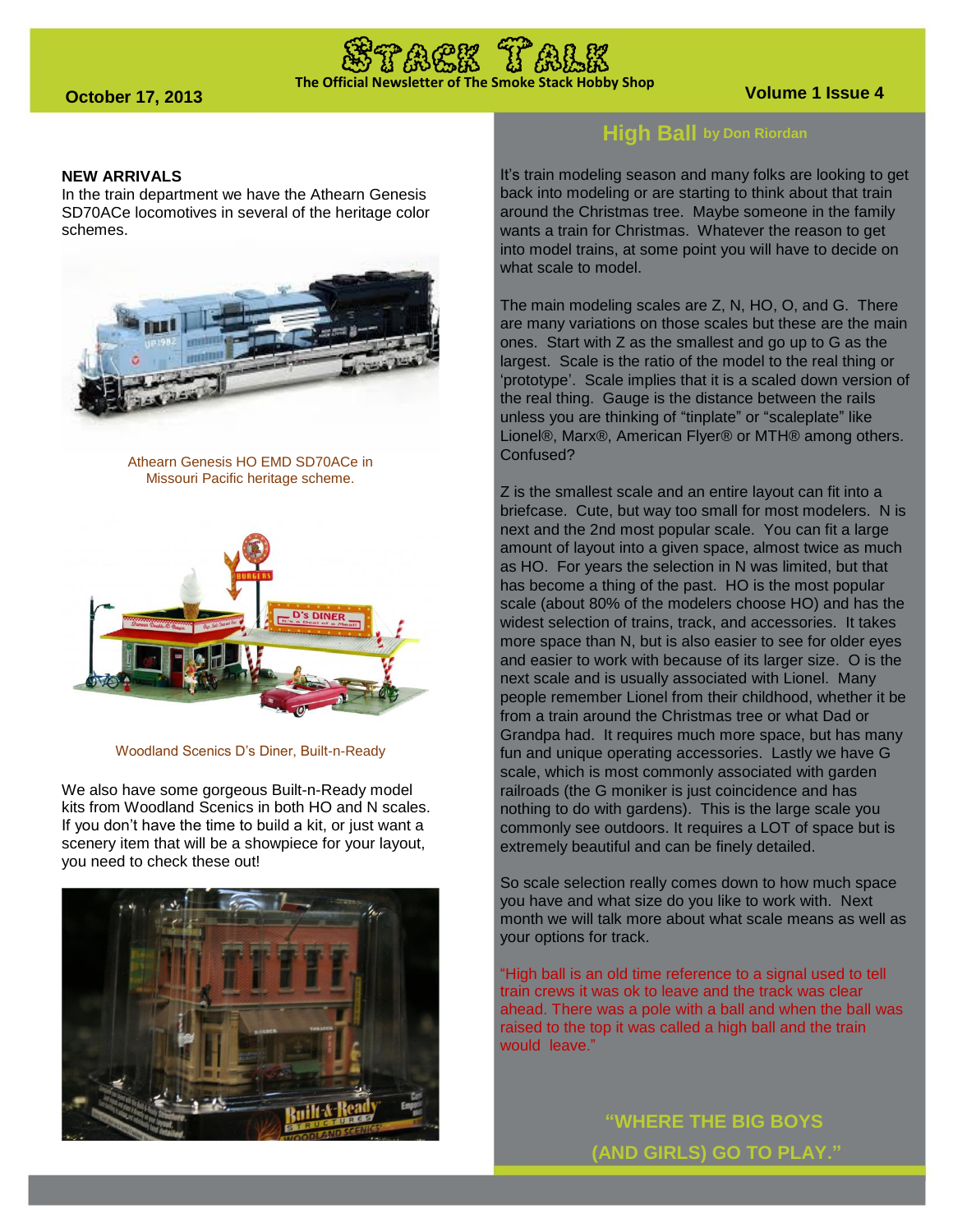# Stack Talk

The Official Newsletter of The Smoke Stack Hobby Shop

October 17, 2013

**NEW ARRIVALS**

In the train department we have the Athearn Genesis SD70ACe locomotives in several of the heritage color schemes.

Athearn Genesis HO EMD SD70ACe in Missouri Pacific heritage scheme.

Woodland Scenics D's Diner, Built-n-Ready

We also have some gorgeous Built-n-Ready model kits from Woodland Scenics in both HO and N scales. If you don't have the time to build a kit, or just want a scenery item that will be a showpiece for your layout, you need to check these out!

## High Ball by Don Riordan

It's train modeling season and many folks are looking to get back into modeling or are starting to think about that train around the Christmas tree. Maybe someone in the family wants a train for Christmas. Whatever the reason to get into model trains, at some point you will have to decide on what scale to model.

The main modeling scales are Z, N, HO, O, and G. There are many variations on those scales but these are the main ones. Start with Z as the smallest and go up to G as the largest. Scale is the ratio of the model to the real thing or 'prototype'. Scale implies that it is a scaled down version of the real thing. Gauge is the distance between the rails unless you are thinking of "tinplate" or "scaleplate" like Lionel®, Marx®, American Flyer® or MTH® among others. Confused?

Z is the smallest scale and an entire layout can fit into a briefcase. Cute, but way too small for most modelers. N is next and the 2nd most popular scale. You can fit a large amount of layout into a given space, almost twice as much as HO. For years the selection in N was limited, but that has become a thing of the past. HO is the most popular scale (about 80% of the modelers choose HO) and has the widest selection of trains, track, and accessories. It takes more space than N, but is also easier to see for older eyes and easier to work with because of its larger size. O is the next scale and is usually associated with Lionel. Many people remember Lionel from their childhood, whether it be from a train around the Christmas tree or what Dad or Grandpa had. It requires much more space, but has many fun and unique operating accessories. Lastly we have G scale, which is most commonly associated with garden railroads (the G moniker is just coincidence and has nothing to do with gardens). This is the large scale you commonly see outdoors. It requires a LOT of space but is extremely beautiful and can be finely detailed.

So scale selection really comes down to how much space you have and what size do you like to work with. Next month we will talk more about what scale means as well as your options for track.

"High ball is an old time reference to a signal used to tell train crews it was ok to leave and the track was clear ahead. There was a pole with a ball and when the ball was raised to the top it was called a high ball and the train would leave."

**"WHERE THE BIG BOYS (AND GIRLS) GO TO PLAY."**